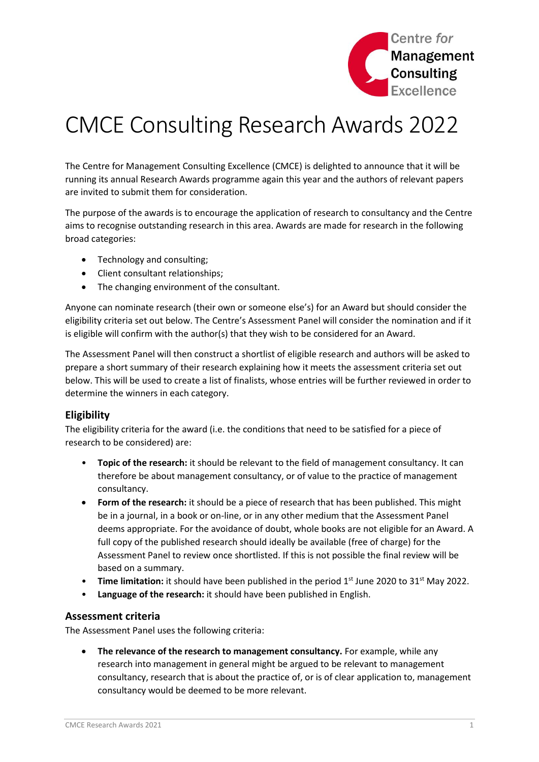# CMCE Consulting Research Awards 2022

The Centre for Management Consulting Excellence (CMCE) is delighted to announce that it will be running its annual Research Awards programme again this year and the authors of relevant papers are invited to submit them for consideration.

The purpose of the awards is to encourage the application of research to consultancy and the Centre aims to recognise outstanding research in this area. Awards are made for research in the following broad categories:

- Technology and consulting;
- Client consultant relationships;
- The changing environment of the consultant.

Anyone can nominate research (their own or someone else's) for an Award but should consider the eligibility criteria set out below. The Centre's Assessment Panel will consider the nomination and if it is eligible will confirm with the author(s) that they wish to be considered for an Award.

The Assessment Panel will then construct a shortlist of eligible research and authors will be asked to prepare a short summary of their research explaining how it meets the assessment criteria set out below. This will be used to create a list of finalists, whose entries will be further reviewed in order to determine the winners in each category.

## Eligibility

The eligibility criteria for the award (i.e. the conditions that need to be satisfied for a piece of research to be considered) are:

- **Topic of the research:** it should be relevant to the field of management consultancy. It can therefore be about management consultancy, or of value to the practice of management consultancy.
- **Form of the research:** it should be a piece of research that has been published. This might be in a journal, in a book or on-line, or in any other medium that the Assessment Panel deems appropriate. For the avoidance of doubt, whole books are not eligible for an Award. A full copy of the published research should ideally be available (free of charge) for the Assessment Panel to review once shortlisted. If this is not possible the final review will be based on a summary.
- **Time limitation:** it should have been published in the period 1st June 2020 to 31st May 2022.
- **Language of the research:** it should have been published in English.

## Assessment criteria

The Assessment Panel uses the following criteria:

- **The relevance of the research to management consultancy.** For example, while any research into management in general might be argued to be relevant to management consultancy, research that is about the practice of, or is of clear application to, management consultancy would be deemed to be more relevant.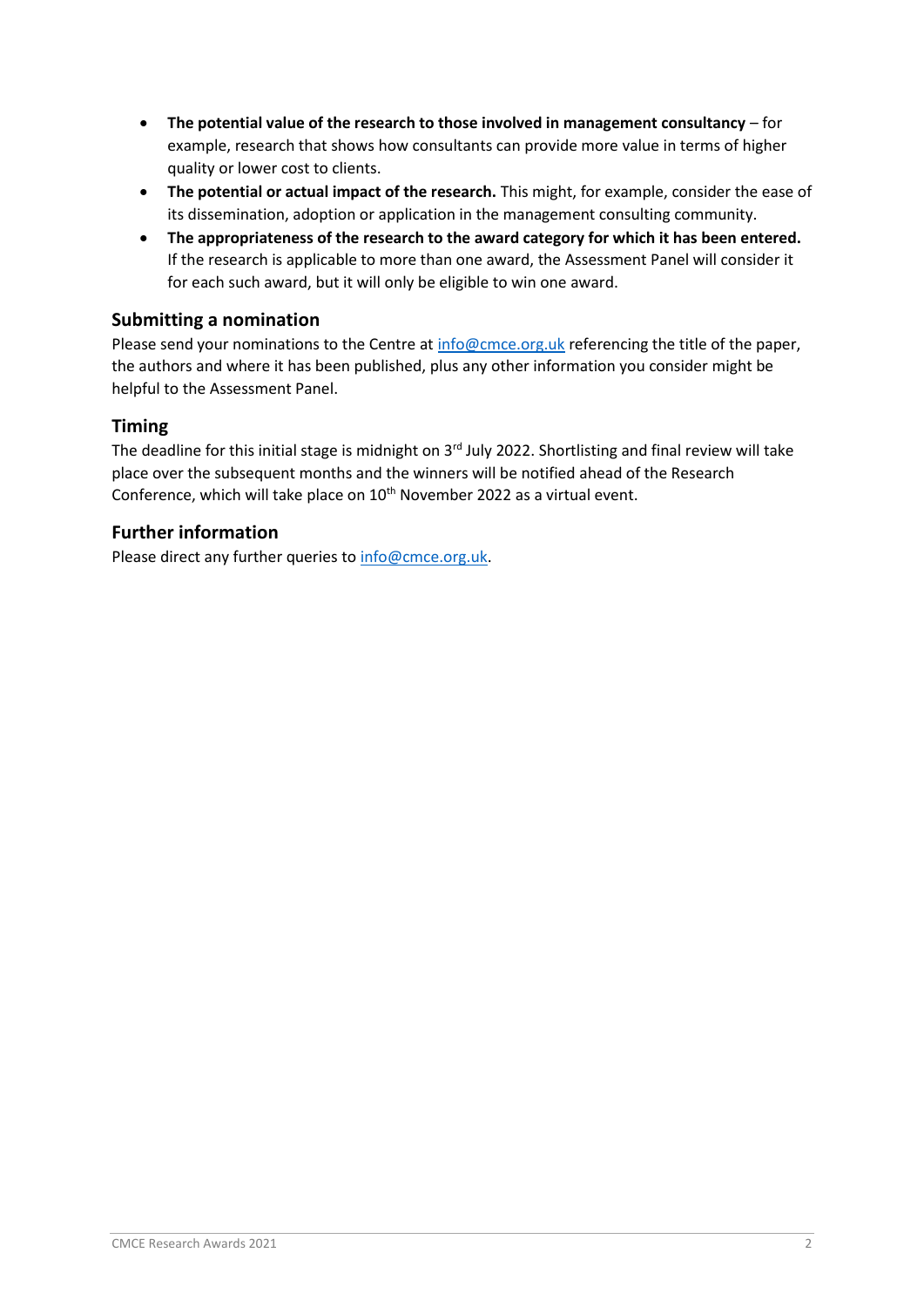- **The potential value of the research to those involved in management consultancy** – for example, research that shows how consultants can provide more value in terms of higher quality or lower cost to clients.
- **The potential or actual impact of the research.** This might, for example, consider the ease of its dissemination, adoption or application in the management consulting community.
- **The appropriateness of the research to the award category for which it has been entered.** If the research is applicable to more than one award, the Assessment Panel will consider it for each such award, but it will only be eligible to win one award.

## Submitting a nomination

Please send your nominations to the Centre at info@cmce.org.uk referencing the title of the paper, the authors and where it has been published, plus any other information you consider might be helpful to the Assessment Panel.

## Timing

The deadline for this initial stage is midnight on 3rd July 2022. Shortlisting and final review will take place over the subsequent months and the winners will be notified ahead of the Research Conference, which will take place on 10th November 2022 as a virtual event.

## Further information

Please direct any further queries to info@cmce.org.uk.